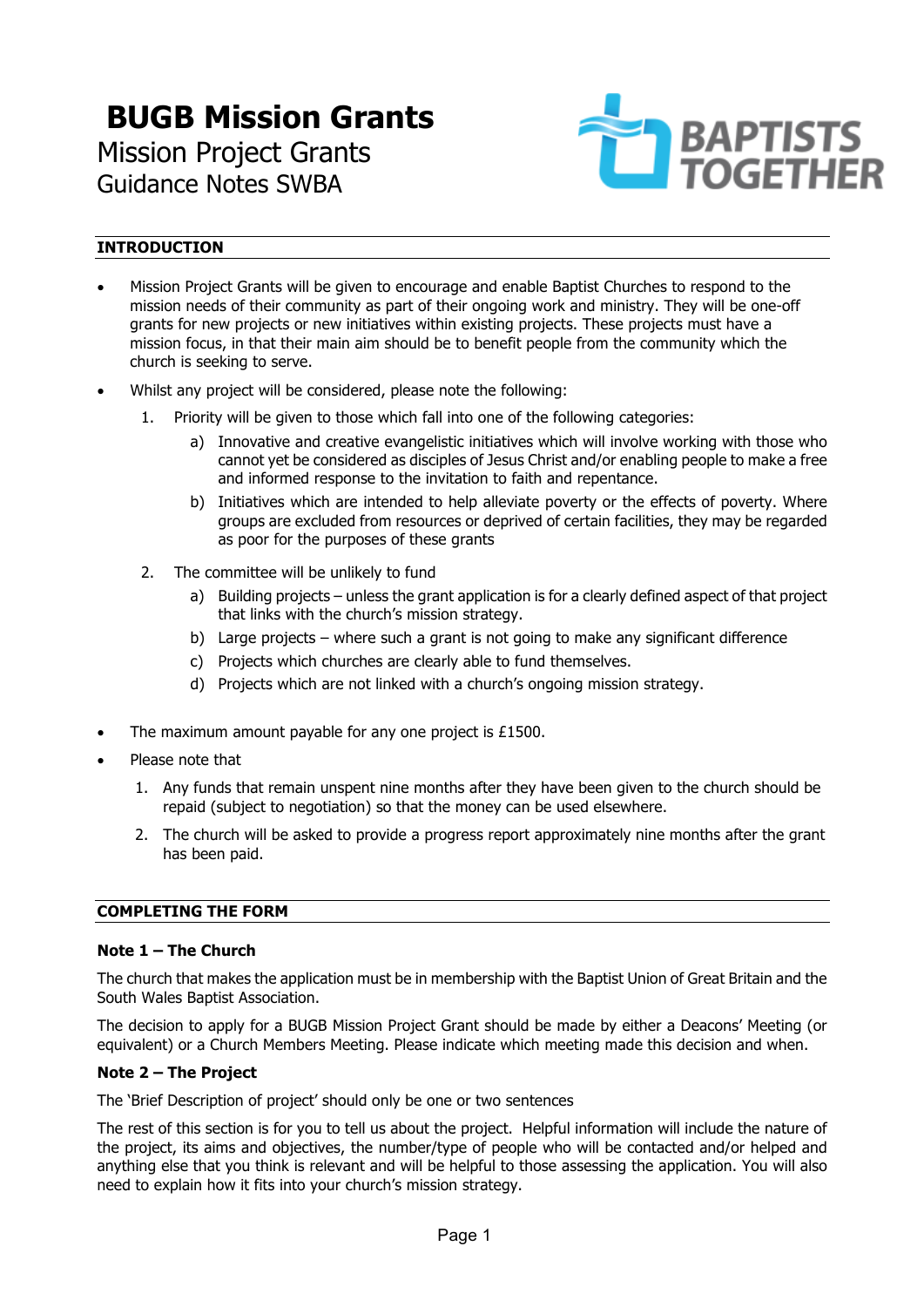# BUGB Mission Grants

Mission Project Grants

Guidance Notes SWBA

BAPTISTS TOGETHER

## INTRODUCTION

- Mission Project Grants will be given to encourage and enable Baptist Churches to respond to the mission needs of their community as part of their ongoing work and ministry. They will be one-off grants for new projects or new initiatives within existing projects. These projects must have a mission focus, in that their main aim should be to benefit people from the community which the church is seeking to serve.
- Whilst any project will be considered, please note the following:
    1. Priority will be given to those which fall into one of the following categories:
        a) Innovative and creative evangelistic initiatives which will involve working with those who cannot yet be considered as disciples of Jesus Christ and/or enabling people to make a free and informed response to the invitation to faith and repentance.
        b) Initiatives which are intended to help alleviate poverty or the effects of poverty. Where groups are excluded from resources or deprived of certain facilities, they may be regarded as poor for the purposes of these grants
    2. The committee will be unlikely to fund
        a) Building projects – unless the grant application is for a clearly defined aspect of that project that links with the church's mission strategy.
        b) Large projects – where such a grant is not going to make any significant difference
        c) Projects which churches are clearly able to fund themselves.
        d) Projects which are not linked with a church's ongoing mission strategy.
- The maximum amount payable for any one project is £1500.
- Please note that
    1. Any funds that remain unspent nine months after they have been given to the church should be repaid (subject to negotiation) so that the money can be used elsewhere.
    2. The church will be asked to provide a progress report approximately nine months after the grant has been paid.

## COMPLETING THE FORM

### Note 1 – The Church

The church that makes the application must be in membership with the Baptist Union of Great Britain and the South Wales Baptist Association.

The decision to apply for a BUGB Mission Project Grant should be made by either a Deacons' Meeting (or equivalent) or a Church Members Meeting. Please indicate which meeting made this decision and when.

### Note 2 – The Project

The 'Brief Description of project' should only be one or two sentences

The rest of this section is for you to tell us about the project. Helpful information will include the nature of the project, its aims and objectives, the number/type of people who will be contacted and/or helped and anything else that you think is relevant and will be helpful to those assessing the application. You will also need to explain how it fits into your church's mission strategy.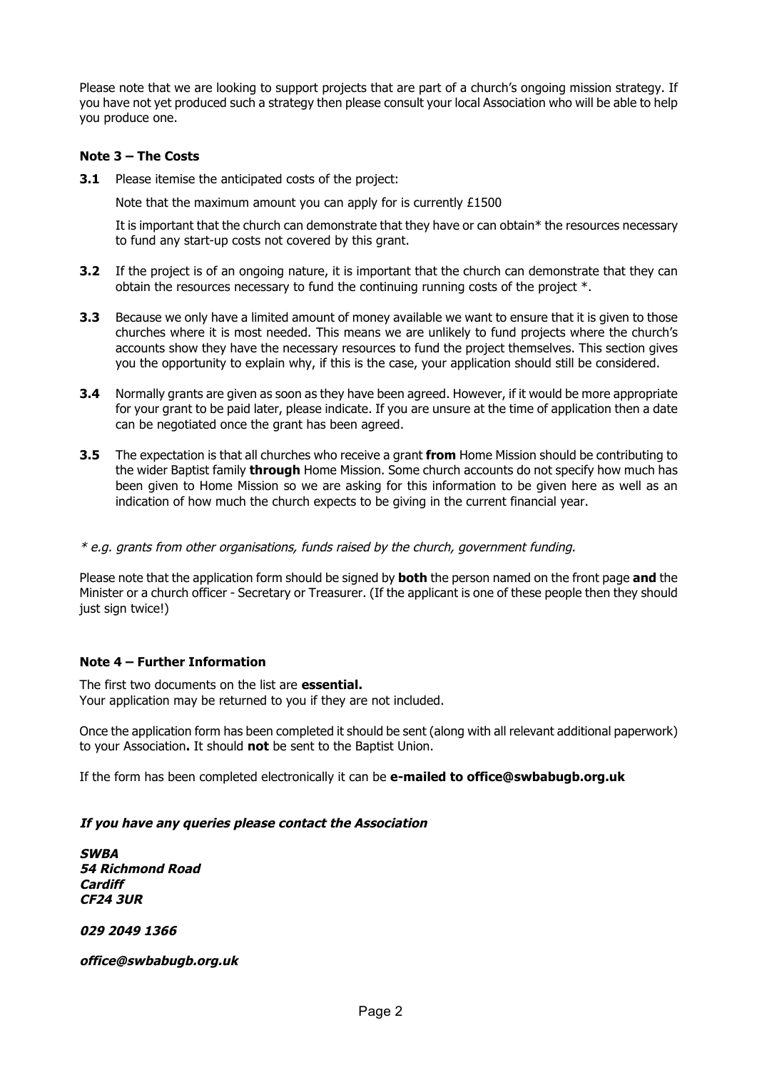Please note that we are looking to support projects that are part of a church's ongoing mission strategy. If you have not yet produced such a strategy then please consult your local Association who will be able to help you produce one.

### Note 3 – The Costs

**3.1** Please itemise the anticipated costs of the project:

Note that the maximum amount you can apply for is currently £1500

It is important that the church can demonstrate that they have or can obtain* the resources necessary to fund any start-up costs not covered by this grant.

**3.2** If the project is of an ongoing nature, it is important that the church can demonstrate that they can obtain the resources necessary to fund the continuing running costs of the project *.

**3.3** Because we only have a limited amount of money available we want to ensure that it is given to those churches where it is most needed. This means we are unlikely to fund projects where the church's accounts show they have the necessary resources to fund the project themselves. This section gives you the opportunity to explain why, if this is the case, your application should still be considered.

**3.4** Normally grants are given as soon as they have been agreed. However, if it would be more appropriate for your grant to be paid later, please indicate. If you are unsure at the time of application then a date can be negotiated once the grant has been agreed.

**3.5** The expectation is that all churches who receive a grant **from** Home Mission should be contributing to the wider Baptist family **through** Home Mission. Some church accounts do not specify how much has been given to Home Mission so we are asking for this information to be given here as well as an indication of how much the church expects to be giving in the current financial year.

*\* e.g. grants from other organisations, funds raised by the church, government funding.*

Please note that the application form should be signed by **both** the person named on the front page **and** the Minister or a church officer - Secretary or Treasurer. (If the applicant is one of these people then they should just sign twice!)

### Note 4 – Further Information

The first two documents on the list are **essential.**
Your application may be returned to you if they are not included.

Once the application form has been completed it should be sent (along with all relevant additional paperwork) to your Association**.** It should **not** be sent to the Baptist Union.

If the form has been completed electronically it can be **e-mailed to office@swbabugb.org.uk**

***If you have any queries please contact the Association***

***SWBA***
***54 Richmond Road***
***Cardiff***
***CF24 3UR***

***029 2049 1366***

***office@swbabugb.org.uk***